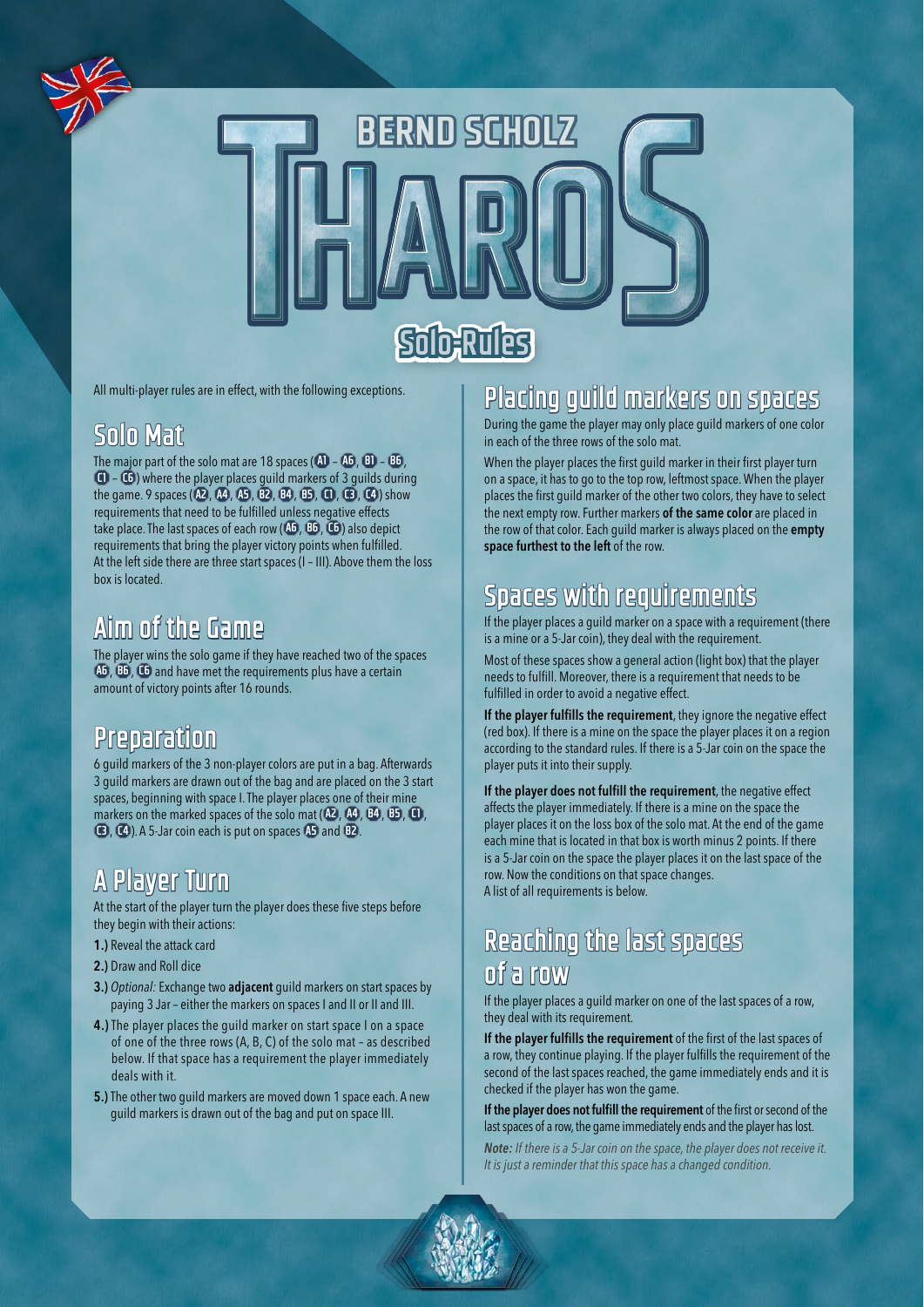# THAROS

BERND SCHOLZ

## Solo-Rules

All multi-player rules are in effect, with the following exceptions.

## Solo Mat

The major part of the solo mat are 18 spaces (A1 – A6, B1 – B6, C1 – C6) where the player places guild markers of 3 guilds during the game. 9 spaces (A2, A4, A5, B2, B4, B5, C1, C3, C4) show requirements that need to be fulfilled unless negative effects take place. The last spaces of each row (A6, B6, C6) also depict requirements that bring the player victory points when fulfilled. At the left side there are three start spaces (I – III). Above them the loss box is located.

## Aim of the Game

The player wins the solo game if they have reached two of the spaces A6, B6, C6 and have met the requirements plus have a certain amount of victory points after 16 rounds.

## Preparation

6 guild markers of the 3 non-player colors are put in a bag. Afterwards 3 guild markers are drawn out of the bag and are placed on the 3 start spaces, beginning with space I. The player places one of their mine markers on the marked spaces of the solo mat (A2, A4, B4, B5, C1, C3, C4). A 5-Jar coin each is put on spaces A5 and B2.

## A Player Turn

At the start of the player turn the player does these five steps before they begin with their actions:

**1.)** Reveal the attack card

**2.)** Draw and Roll dice

**3.)** *Optional:* Exchange two **adjacent** guild markers on start spaces by paying 3 Jar – either the markers on spaces I and II or II and III.

**4.)** The player places the guild marker on start space I on a space of one of the three rows (A, B, C) of the solo mat – as described below. If that space has a requirement the player immediately deals with it.

**5.)** The other two guild markers are moved down 1 space each. A new guild markers is drawn out of the bag and put on space III.

## Placing guild markers on spaces

During the game the player may only place guild markers of one color in each of the three rows of the solo mat.

When the player places the first guild marker in their first player turn on a space, it has to go to the top row, leftmost space. When the player places the first guild marker of the other two colors, they have to select the next empty row. Further markers **of the same color** are placed in the row of that color. Each guild marker is always placed on the **empty space furthest to the left** of the row.

## Spaces with requirements

If the player places a guild marker on a space with a requirement (there is a mine or a 5-Jar coin), they deal with the requirement.

Most of these spaces show a general action (light box) that the player needs to fulfill. Moreover, there is a requirement that needs to be fulfilled in order to avoid a negative effect.

**If the player fulfills the requirement**, they ignore the negative effect (red box). If there is a mine on the space the player places it on a region according to the standard rules. If there is a 5-Jar coin on the space the player puts it into their supply.

**If the player does not fulfill the requirement**, the negative effect affects the player immediately. If there is a mine on the space the player places it on the loss box of the solo mat. At the end of the game each mine that is located in that box is worth minus 2 points. If there is a 5-Jar coin on the space the player places it on the last space of the row. Now the conditions on that space changes.
A list of all requirements is below.

## Reaching the last spaces of a row

If the player places a guild marker on one of the last spaces of a row, they deal with its requirement.

**If the player fulfills the requirement** of the first of the last spaces of a row, they continue playing. If the player fulfills the requirement of the second of the last spaces reached, the game immediately ends and it is checked if the player has won the game.

**If the player does not fulfill the requirement** of the first or second of the last spaces of a row, the game immediately ends and the player has lost.

***Note:*** *If there is a 5-Jar coin on the space, the player does not receive it. It is just a reminder that this space has a changed condition.*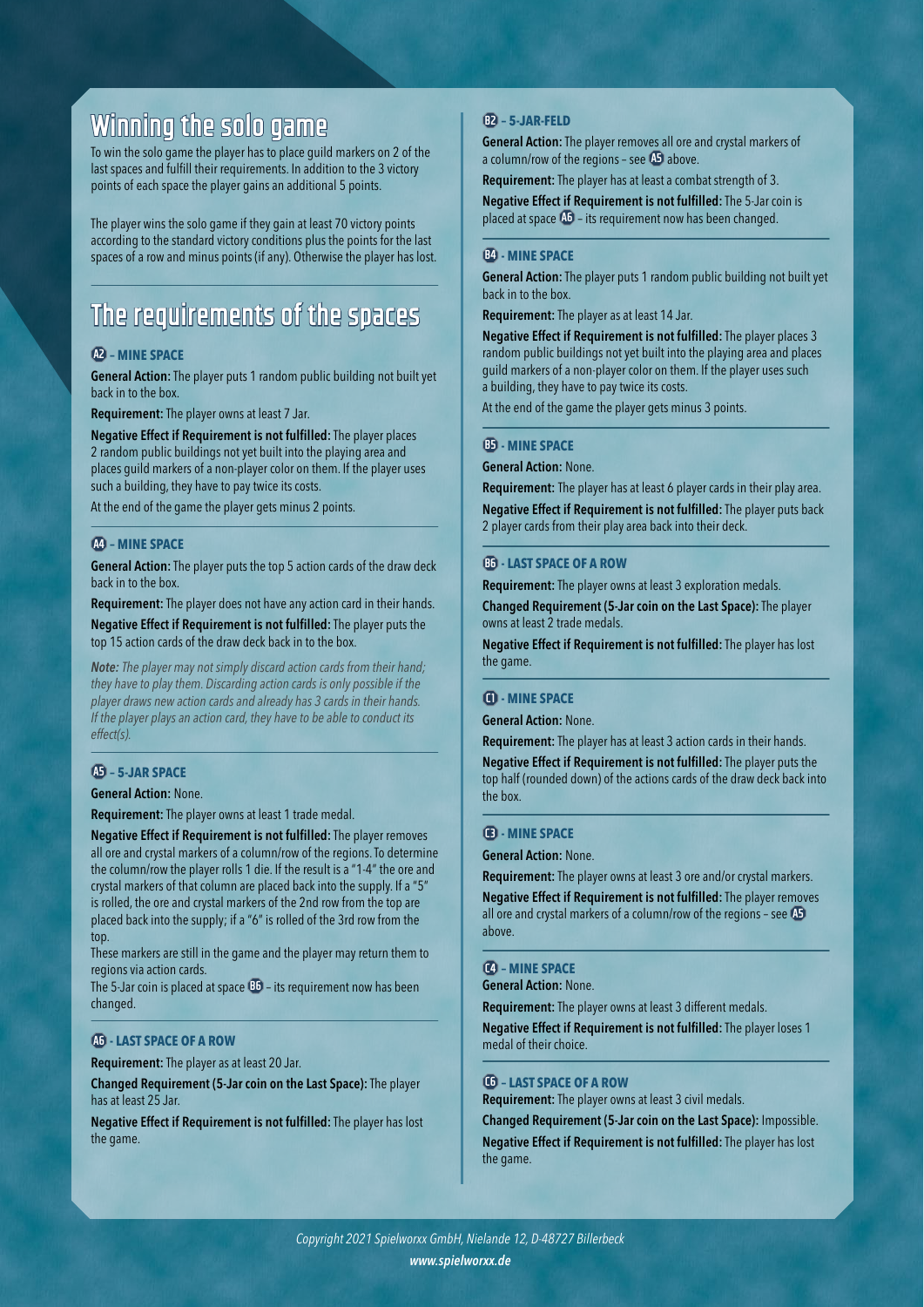## Winning the solo game

To win the solo game the player has to place guild markers on 2 of the last spaces and fulfill their requirements. In addition to the 3 victory points of each space the player gains an additional 5 points.

The player wins the solo game if they gain at least 70 victory points according to the standard victory conditions plus the points for the last spaces of a row and minus points (if any). Otherwise the player has lost.

## The requirements of the spaces

### A2 – MINE SPACE

**General Action:** The player puts 1 random public building not built yet back in to the box.

**Requirement:** The player owns at least 7 Jar.

**Negative Effect if Requirement is not fulfilled:** The player places 2 random public buildings not yet built into the playing area and places guild markers of a non-player color on them. If the player uses such a building, they have to pay twice its costs.

At the end of the game the player gets minus 2 points.

### A4 – MINE SPACE

**General Action:** The player puts the top 5 action cards of the draw deck back in to the box.

**Requirement:** The player does not have any action card in their hands.

**Negative Effect if Requirement is not fulfilled:** The player puts the top 15 action cards of the draw deck back in to the box.

***Note:*** *The player may not simply discard action cards from their hand; they have to play them. Discarding action cards is only possible if the player draws new action cards and already has 3 cards in their hands. If the player plays an action card, they have to be able to conduct its effect(s).*

### A5 – 5-JAR SPACE

**General Action:** None.

**Requirement:** The player owns at least 1 trade medal.

**Negative Effect if Requirement is not fulfilled:** The player removes all ore and crystal markers of a column/row of the regions. To determine the column/row the player rolls 1 die. If the result is a "1-4" the ore and crystal markers of that column are placed back into the supply. If a "5" is rolled, the ore and crystal markers of the 2nd row from the top are placed back into the supply; if a "6" is rolled of the 3rd row from the top.

These markers are still in the game and the player may return them to regions via action cards.

The 5-Jar coin is placed at space B6 – its requirement now has been changed.

### A6 - LAST SPACE OF A ROW

**Requirement:** The player as at least 20 Jar.

**Changed Requirement (5-Jar coin on the Last Space):** The player has at least 25 Jar.

**Negative Effect if Requirement is not fulfilled:** The player has lost the game.

### B2 – 5-JAR-FELD

**General Action:** The player removes all ore and crystal markers of a column/row of the regions – see A5 above.

**Requirement:** The player has at least a combat strength of 3.

**Negative Effect if Requirement is not fulfilled:** The 5-Jar coin is placed at space A6 – its requirement now has been changed.

### B4 - MINE SPACE

**General Action:** The player puts 1 random public building not built yet back in to the box.

**Requirement:** The player as at least 14 Jar.

**Negative Effect if Requirement is not fulfilled:** The player places 3 random public buildings not yet built into the playing area and places guild markers of a non-player color on them. If the player uses such a building, they have to pay twice its costs.

At the end of the game the player gets minus 3 points.

### B5 - MINE SPACE

**General Action:** None.

**Requirement:** The player has at least 6 player cards in their play area.

**Negative Effect if Requirement is not fulfilled:** The player puts back 2 player cards from their play area back into their deck.

### B6 - LAST SPACE OF A ROW

**Requirement:** The player owns at least 3 exploration medals.

**Changed Requirement (5-Jar coin on the Last Space):** The player owns at least 2 trade medals.

**Negative Effect if Requirement is not fulfilled:** The player has lost the game.

### C1 - MINE SPACE

**General Action:** None.

**Requirement:** The player has at least 3 action cards in their hands.

**Negative Effect if Requirement is not fulfilled:** The player puts the top half (rounded down) of the actions cards of the draw deck back into the box.

### C3 - MINE SPACE

**General Action:** None.

**Requirement:** The player owns at least 3 ore and/or crystal markers.

**Negative Effect if Requirement is not fulfilled:** The player removes all ore and crystal markers of a column/row of the regions – see A5 above.

### C4 – MINE SPACE

**General Action:** None.

**Requirement:** The player owns at least 3 different medals.

**Negative Effect if Requirement is not fulfilled:** The player loses 1 medal of their choice.

### C6 – LAST SPACE OF A ROW

**Requirement:** The player owns at least 3 civil medals.

**Changed Requirement (5-Jar coin on the Last Space):** Impossible.

**Negative Effect if Requirement is not fulfilled:** The player has lost the game.

*Copyright 2021 Spielworxx GmbH, Nielande 12, D-48727 Billerbeck*

*www.spielworxx.de*